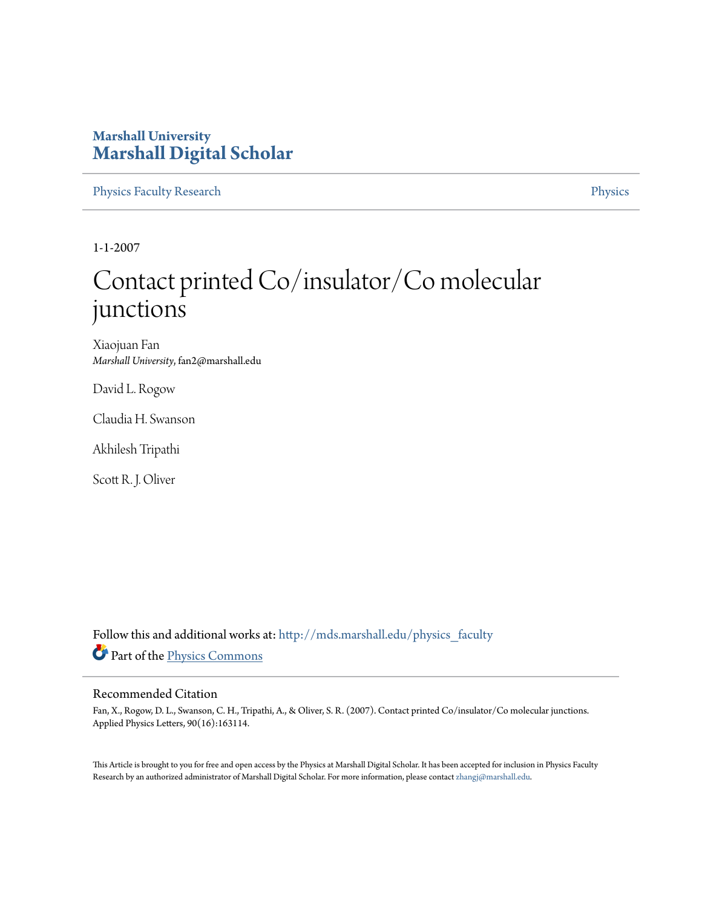Marshall University

# Marshall Digital Scholar

Physics Faculty Research | Physics

1-1-2007

# Contact printed Co/insulator/Co molecular junctions

Xiaojuan Fan
*Marshall University*, fan2@marshall.edu

David L. Rogow

Claudia H. Swanson

Akhilesh Tripathi

Scott R. J. Oliver

Follow this and additional works at: http://mds.marshall.edu/physics_faculty

Part of the Physics Commons

## Recommended Citation

Fan, X., Rogow, D. L., Swanson, C. H., Tripathi, A., & Oliver, S. R. (2007). Contact printed Co/insulator/Co molecular junctions. Applied Physics Letters, 90(16):163114.

This Article is brought to you for free and open access by the Physics at Marshall Digital Scholar. It has been accepted for inclusion in Physics Faculty Research by an authorized administrator of Marshall Digital Scholar. For more information, please contact zhangj@marshall.edu.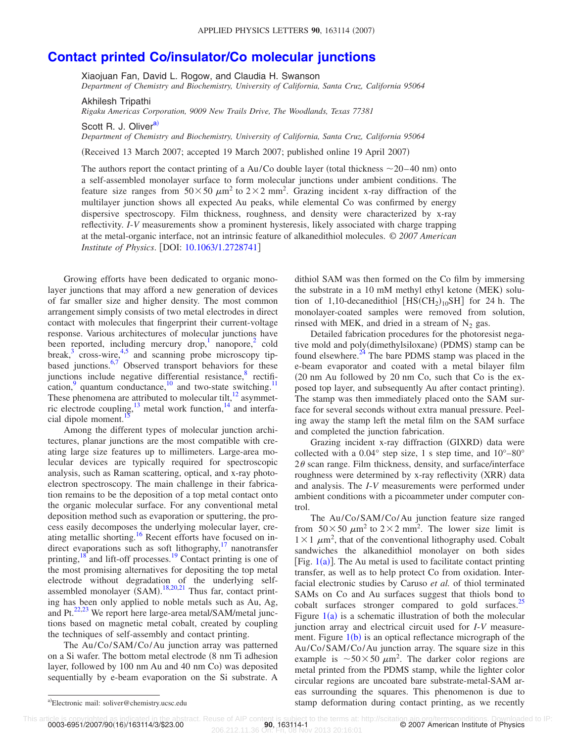# Contact printed Co/insulator/Co molecular junctions

Xiaojuan Fan, David L. Rogow, and Claudia H. Swanson
*Department of Chemistry and Biochemistry, University of California, Santa Cruz, California 95064*

Akhilesh Tripathi
*Rigaku Americas Corporation, 9009 New Trails Drive, The Woodlands, Texas 77381*

Scott R. J. Oliver[a]
*Department of Chemistry and Biochemistry, University of California, Santa Cruz, California 95064*

(Received 13 March 2007; accepted 19 March 2007; published online 19 April 2007)

The authors report the contact printing of a Au/Co double layer (total thickness ~20–40 nm) onto a self-assembled monolayer surface to form molecular junctions under ambient conditions. The feature size ranges from $50\times50\ \mu\text{m}^2$ to $2\times2\ \text{mm}^2$. Grazing incident x-ray diffraction of the multilayer junction shows all expected Au peaks, while elemental Co was confirmed by energy dispersive spectroscopy. Film thickness, roughness, and density were characterized by x-ray reflectivity. *I-V* measurements show a prominent hysteresis, likely associated with charge trapping at the metal-organic interface, not an intrinsic feature of alkanedithiol molecules. © *2007 American Institute of Physics*. [DOI: 10.1063/1.2728741]

Growing efforts have been dedicated to organic monolayer junctions that may afford a new generation of devices of far smaller size and higher density. The most common arrangement simply consists of two metal electrodes in direct contact with molecules that fingerprint their current-voltage response. Various architectures of molecular junctions have been reported, including mercury drop,[1] nanopore,[2] cold break,[3] cross-wire,[4,5] and scanning probe microscopy tip-based junctions.[6,7] Observed transport behaviors for these junctions include negative differential resistance,[8] rectification,[9] quantum conductance,[10] and two-state switching.[11] These phenomena are attributed to molecular tilt,[12] asymmetric electrode coupling,[13] metal work function,[14] and interfacial dipole moment.[15]

Among the different types of molecular junction architectures, planar junctions are the most compatible with creating large size features up to millimeters. Large-area molecular devices are typically required for spectroscopic analysis, such as Raman scattering, optical, and x-ray photoelectron spectroscopy. The main challenge in their fabrication remains to be the deposition of a top metal contact onto the organic molecular surface. For any conventional metal deposition method such as evaporation or sputtering, the process easily decomposes the underlying molecular layer, creating metallic shorting.[16] Recent efforts have focused on indirect evaporations such as soft lithography,[17] nanotransfer printing,[18] and lift-off processes.[19] Contact printing is one of the most promising alternatives for depositing the top metal electrode without degradation of the underlying self-assembled monolayer (SAM).[18,20,21] Thus far, contact printing has been only applied to noble metals such as Au, Ag, and Pt.[22,23] We report here large-area metal/SAM/metal junctions based on magnetic metal cobalt, created by coupling the techniques of self-assembly and contact printing.

The Au/Co/SAM/Co/Au junction array was patterned on a Si wafer. The bottom metal electrode (8 nm Ti adhesion layer, followed by 100 nm Au and 40 nm Co) was deposited sequentially by e-beam evaporation on the Si substrate. A dithiol SAM was then formed on the Co film by immersing the substrate in a 10 mM methyl ethyl ketone (MEK) solution of 1,10-decanedithiol [$\text{HS(CH}_2)_{10}\text{SH}$] for 24 h. The monolayer-coated samples were removed from solution, rinsed with MEK, and dried in a stream of $N_2$ gas.

Detailed fabrication procedures for the photoresist negative mold and poly(dimethylsiloxane) (PDMS) stamp can be found elsewhere.[24] The bare PDMS stamp was placed in the e-beam evaporator and coated with a metal bilayer film (20 nm Au followed by 20 nm Co, such that Co is the exposed top layer, and subsequently Au after contact printing). The stamp was then immediately placed onto the SAM surface for several seconds without extra manual pressure. Peeling away the stamp left the metal film on the SAM surface and completed the junction fabrication.

Grazing incident x-ray diffraction (GIXRD) data were collected with a 0.04° step size, 1 s step time, and 10°–80° $2\theta$ scan range. Film thickness, density, and surface/interface roughness were determined by x-ray reflectivity (XRR) data and analysis. The *I-V* measurements were performed under ambient conditions with a picoammeter under computer control.

The Au/Co/SAM/Co/Au junction feature size ranged from $50\times50\ \mu\text{m}^2$ to $2\times2\ \text{mm}^2$. The lower size limit is $1\times1\ \mu\text{m}^2$, that of the conventional lithography used. Cobalt sandwiches the alkanedithiol monolayer on both sides [Fig. 1(a)]. The Au metal is used to facilitate contact printing transfer, as well as to help protect Co from oxidation. Interfacial electronic studies by Caruso *et al.* of thiol terminated SAMs on Co and Au surfaces suggest that thiols bond to cobalt surfaces stronger compared to gold surfaces.[25] Figure 1(a) is a schematic illustration of both the molecular junction array and electrical circuit used for *I-V* measurement. Figure 1(b) is an optical reflectance micrograph of the Au/Co/SAM/Co/Au junction array. The square size in this example is $\sim50\times50\ \mu\text{m}^2$. The darker color regions are metal printed from the PDMS stamp, while the lighter color circular regions are uncoated bare substrate-metal-SAM areas surrounding the squares. This phenomenon is due to stamp deformation during contact printing, as we recently

[a]Electronic mail: soliver@chemistry.ucsc.edu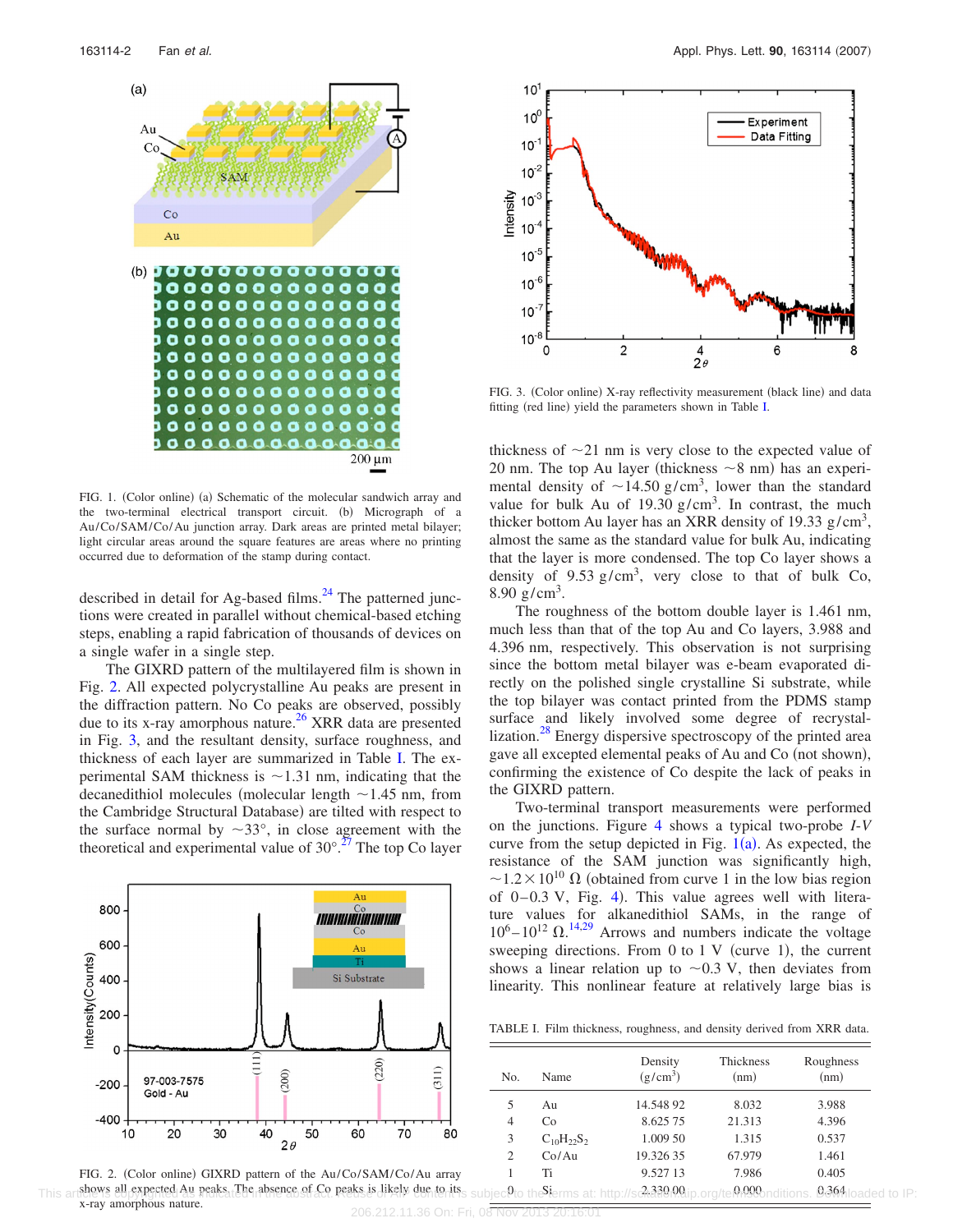FIG. 1. (Color online) (a) Schematic of the molecular sandwich array and the two-terminal electrical transport circuit. (b) Micrograph of a Au/Co/SAM/Co/Au junction array. Dark areas are printed metal bilayer; light circular areas around the square features are areas where no printing occurred due to deformation of the stamp during contact.

described in detail for Ag-based films.[24] The patterned junctions were created in parallel without chemical-based etching steps, enabling a rapid fabrication of thousands of devices on a single wafer in a single step.

The GIXRD pattern of the multilayered film is shown in Fig. 2. All expected polycrystalline Au peaks are present in the diffraction pattern. No Co peaks are observed, possibly due to its x-ray amorphous nature.[26] XRR data are presented in Fig. 3, and the resultant density, surface roughness, and thickness of each layer are summarized in Table I. The experimental SAM thickness is ~1.31 nm, indicating that the decanedithiol molecules (molecular length ~1.45 nm, from the Cambridge Structural Database) are tilted with respect to the surface normal by ~33°, in close agreement with the theoretical and experimental value of 30°.[27] The top Co layer thickness of ~21 nm is very close to the expected value of 20 nm. The top Au layer (thickness ~8 nm) has an experimental density of ~14.50 g/cm$^3$, lower than the standard value for bulk Au of 19.30 g/cm$^3$. In contrast, the much thicker bottom Au layer has an XRR density of 19.33 g/cm$^3$, almost the same as the standard value for bulk Au, indicating that the layer is more condensed. The top Co layer shows a density of 9.53 g/cm$^3$, very close to that of bulk Co, 8.90 g/cm$^3$.

The roughness of the bottom double layer is 1.461 nm, much less than that of the top Au and Co layers, 3.988 and 4.396 nm, respectively. This observation is not surprising since the bottom metal bilayer was e-beam evaporated directly on the polished single crystalline Si substrate, while the top bilayer was contact printed from the PDMS stamp surface and likely involved some degree of recrystallization.[28] Energy dispersive spectroscopy of the printed area gave all excepted elemental peaks of Au and Co (not shown), confirming the existence of Co despite the lack of peaks in the GIXRD pattern.

Two-terminal transport measurements were performed on the junctions. Figure 4 shows a typical two-probe *I-V* curve from the setup depicted in Fig. 1(a). As expected, the resistance of the SAM junction was significantly high, $\sim 1.2 \times 10^{10}$ Ω (obtained from curve 1 in the low bias region of 0–0.3 V, Fig. 4). This value agrees well with literature values for alkanedithiol SAMs, in the range of $10^6$–$10^{12}$ Ω.[14,29] Arrows and numbers indicate the voltage sweeping directions. From 0 to 1 V (curve 1), the current shows a linear relation up to ~0.3 V, then deviates from linearity. This nonlinear feature at relatively large bias is

FIG. 2. (Color online) GIXRD pattern of the Au/Co/SAM/Co/Au array shows all expected Au peaks. The absence of Co peaks is likely due to its x-ray amorphous nature.

FIG. 3. (Color online) X-ray reflectivity measurement (black line) and data fitting (red line) yield the parameters shown in Table I.

TABLE I. Film thickness, roughness, and density derived from XRR data.

| No. | Name | Density (g/cm$^3$) | Thickness (nm) | Roughness (nm) |
|---|---|---|---|---|
| 5 | Au | 14.548 92 | 8.032 | 3.988 |
| 4 | Co | 8.625 75 | 21.313 | 4.396 |
| 3 | $C_{10}H_{22}S_2$ | 1.009 50 | 1.315 | 0.537 |
| 2 | Co/Au | 19.326 35 | 67.979 | 1.461 |
| 1 | Ti | 9.527 13 | 7.986 | 0.405 |
| 0 | Si | 2.330 00 | 0.000 | 0.364 |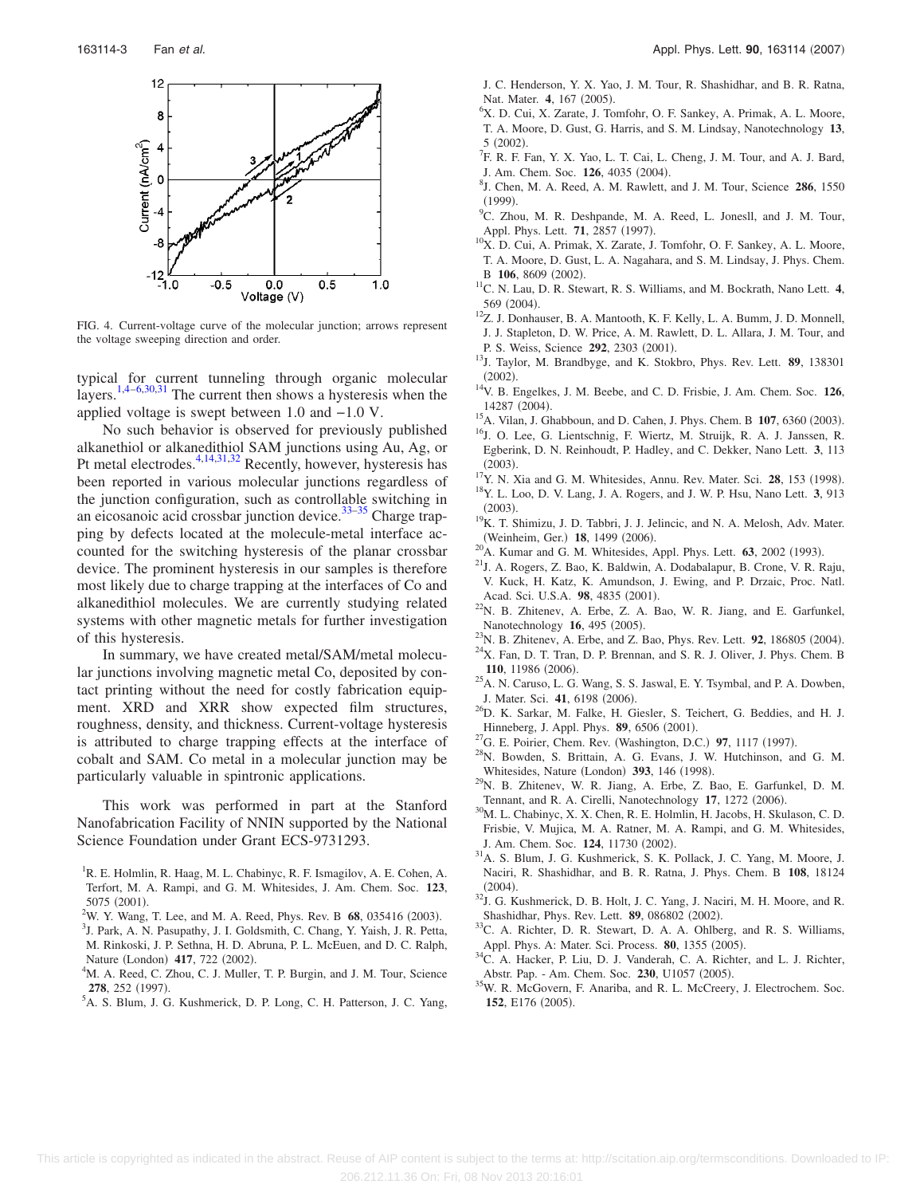12
8
4
0
-4
-8
-12
-1.0 -0.5 0.0 0.5 1.0
Current (nA/cm$^2$)
Voltage (V)
3
2

FIG. 4. Current-voltage curve of the molecular junction; arrows represent the voltage sweeping direction and order.

typical for current tunneling through organic molecular layers.[1,4–6,30,31] The current then shows a hysteresis when the applied voltage is swept between 1.0 and −1.0 V.

No such behavior is observed for previously published alkanethiol or alkanedithiol SAM junctions using Au, Ag, or Pt metal electrodes.[4,14,31,32] Recently, however, hysteresis has been reported in various molecular junctions regardless of the junction configuration, such as controllable switching in an eicosanoic acid crossbar junction device.[33–35] Charge trapping by defects located at the molecule-metal interface accounted for the switching hysteresis of the planar crossbar device. The prominent hysteresis in our samples is therefore most likely due to charge trapping at the interfaces of Co and alkanedithiol molecules. We are currently studying related systems with other magnetic metals for further investigation of this hysteresis.

In summary, we have created metal/SAM/metal molecular junctions involving magnetic metal Co, deposited by contact printing without the need for costly fabrication equipment. XRD and XRR show expected film structures, roughness, density, and thickness. Current-voltage hysteresis is attributed to charge trapping effects at the interface of cobalt and SAM. Co metal in a molecular junction may be particularly valuable in spintronic applications.

This work was performed in part at the Stanford Nanofabrication Facility of NNIN supported by the National Science Foundation under Grant ECS-9731293.

[1]R. E. Holmlin, R. Haag, M. L. Chabinyc, R. F. Ismagilov, A. E. Cohen, A. Terfort, M. A. Rampi, and G. M. Whitesides, J. Am. Chem. Soc. **123**, 5075 (2001).

[2]W. Y. Wang, T. Lee, and M. A. Reed, Phys. Rev. B **68**, 035416 (2003).

[3]J. Park, A. N. Pasupathy, J. I. Goldsmith, C. Chang, Y. Yaish, J. R. Petta, M. Rinkoski, J. P. Sethna, H. D. Abruna, P. L. McEuen, and D. C. Ralph, Nature (London) **417**, 722 (2002).

[4]M. A. Reed, C. Zhou, C. J. Muller, T. P. Burgin, and J. M. Tour, Science **278**, 252 (1997).

[5]A. S. Blum, J. G. Kushmerick, D. P. Long, C. H. Patterson, J. C. Yang, J. C. Henderson, Y. X. Yao, J. M. Tour, R. Shashidhar, and B. R. Ratna, Nat. Mater. **4**, 167 (2005).

[6]X. D. Cui, X. Zarate, J. Tomfohr, O. F. Sankey, A. Primak, A. L. Moore, T. A. Moore, D. Gust, G. Harris, and S. M. Lindsay, Nanotechnology **13**, 5 (2002).

[7]F. R. F. Fan, Y. X. Yao, L. T. Cai, L. Cheng, J. M. Tour, and A. J. Bard, J. Am. Chem. Soc. **126**, 4035 (2004).

[8]J. Chen, M. A. Reed, A. M. Rawlett, and J. M. Tour, Science **286**, 1550 (1999).

[9]C. Zhou, M. R. Deshpande, M. A. Reed, L. Jonesll, and J. M. Tour, Appl. Phys. Lett. **71**, 2857 (1997).

[10]X. D. Cui, A. Primak, X. Zarate, J. Tomfohr, O. F. Sankey, A. L. Moore, T. A. Moore, D. Gust, L. A. Nagahara, and S. M. Lindsay, J. Phys. Chem. B **106**, 8609 (2002).

[11]C. N. Lau, D. R. Stewart, R. S. Williams, and M. Bockrath, Nano Lett. **4**, 569 (2004).

[12]Z. J. Donhauser, B. A. Mantooth, K. F. Kelly, L. A. Bumm, J. D. Monnell, J. J. Stapleton, D. W. Price, A. M. Rawlett, D. L. Allara, J. M. Tour, and P. S. Weiss, Science **292**, 2303 (2001).

[13]J. Taylor, M. Brandbyge, and K. Stokbro, Phys. Rev. Lett. **89**, 138301 (2002).

[14]V. B. Engelkes, J. M. Beebe, and C. D. Frisbie, J. Am. Chem. Soc. **126**, 14287 (2004).

[15]A. Vilan, J. Ghabboun, and D. Cahen, J. Phys. Chem. B **107**, 6360 (2003).

[16]J. O. Lee, G. Lientschnig, F. Wiertz, M. Struijk, R. A. J. Janssen, R. Egberink, D. N. Reinhoudt, P. Hadley, and C. Dekker, Nano Lett. **3**, 113 (2003).

[17]Y. N. Xia and G. M. Whitesides, Annu. Rev. Mater. Sci. **28**, 153 (1998).

[18]Y. L. Loo, D. V. Lang, J. A. Rogers, and J. W. P. Hsu, Nano Lett. **3**, 913 (2003).

[19]K. T. Shimizu, J. D. Tabbri, J. J. Jelincic, and N. A. Melosh, Adv. Mater. (Weinheim, Ger.) **18**, 1499 (2006).

[20]A. Kumar and G. M. Whitesides, Appl. Phys. Lett. **63**, 2002 (1993).

[21]J. A. Rogers, Z. Bao, K. Baldwin, A. Dodabalapur, B. Crone, V. R. Raju, V. Kuck, H. Katz, K. Amundson, J. Ewing, and P. Drzaic, Proc. Natl. Acad. Sci. U.S.A. **98**, 4835 (2001).

[22]N. B. Zhitenev, A. Erbe, Z. A. Bao, W. R. Jiang, and E. Garfunkel, Nanotechnology **16**, 495 (2005).

[23]N. B. Zhitenev, A. Erbe, and Z. Bao, Phys. Rev. Lett. **92**, 186805 (2004).

[24]X. Fan, D. T. Tran, D. P. Brennan, and S. R. J. Oliver, J. Phys. Chem. B **110**, 11986 (2006).

[25]A. N. Caruso, L. G. Wang, S. S. Jaswal, E. Y. Tsymbal, and P. A. Dowben, J. Mater. Sci. **41**, 6198 (2006).

[26]D. K. Sarkar, M. Falke, H. Giesler, S. Teichert, G. Beddies, and H. J. Hinneberg, J. Appl. Phys. **89**, 6506 (2001).

[27]G. E. Poirier, Chem. Rev. (Washington, D.C.) **97**, 1117 (1997).

[28]N. Bowden, S. Brittain, A. G. Evans, J. W. Hutchinson, and G. M. Whitesides, Nature (London) **393**, 146 (1998).

[29]N. B. Zhitenev, W. R. Jiang, A. Erbe, Z. Bao, E. Garfunkel, D. M. Tennant, and R. A. Cirelli, Nanotechnology **17**, 1272 (2006).

[30]M. L. Chabinyc, X. X. Chen, R. E. Holmlin, H. Jacobs, H. Skulason, C. D. Frisbie, V. Mujica, M. A. Ratner, M. A. Rampi, and G. M. Whitesides, J. Am. Chem. Soc. **124**, 11730 (2002).

[31]A. S. Blum, J. G. Kushmerick, S. K. Pollack, J. C. Yang, M. Moore, J. Naciri, R. Shashidhar, and B. R. Ratna, J. Phys. Chem. B **108**, 18124 (2004).

[32]J. G. Kushmerick, D. B. Holt, J. C. Yang, J. Naciri, M. H. Moore, and R. Shashidhar, Phys. Rev. Lett. **89**, 086802 (2002).

[33]C. A. Richter, D. R. Stewart, D. A. A. Ohlberg, and R. S. Williams, Appl. Phys. A: Mater. Sci. Process. **80**, 1355 (2005).

[34]C. A. Hacker, P. Liu, D. J. Vanderah, C. A. Richter, and L. J. Richter, Abstr. Pap. - Am. Chem. Soc. **230**, U1057 (2005).

[35]W. R. McGovern, F. Anariba, and R. L. McCreery, J. Electrochem. Soc. **152**, E176 (2005).